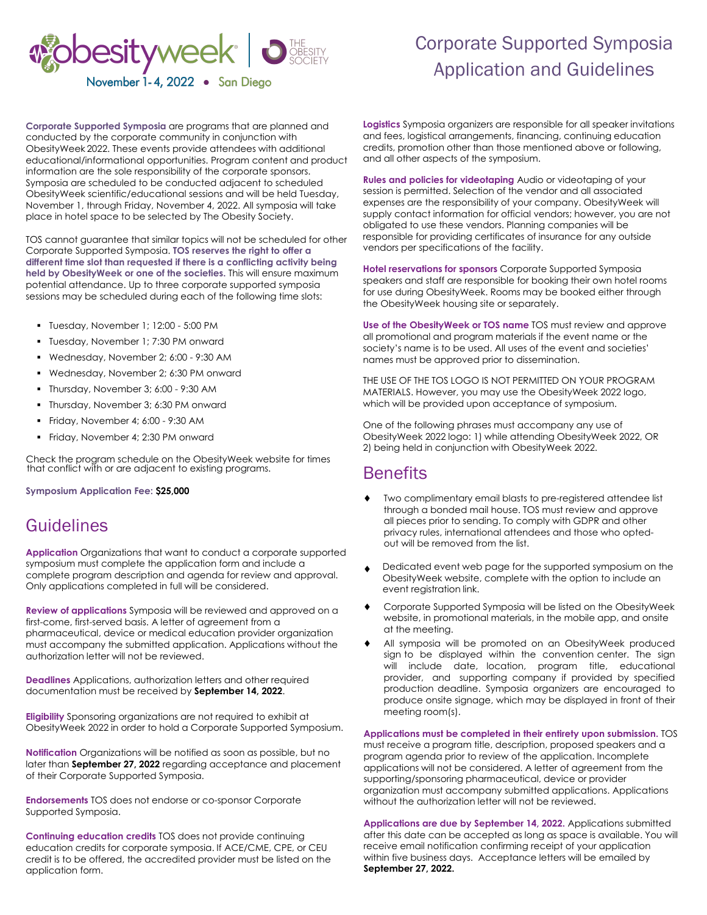obesityweek | THE OBESITY SOCIETY

November 1-4, 2022 • San Diego

# Corporate Supported Symposia Application and Guidelines

**Corporate Supported Symposia** are programs that are planned and conducted by the corporate community in conjunction with ObesityWeek 2022. These events provide attendees with additional educational/informational opportunities. Program content and product information are the sole responsibility of the corporate sponsors. Symposia are scheduled to be conducted adjacent to scheduled ObesityWeek scientific/educational sessions and will be held Tuesday, November 1, through Friday, November 4, 2022. All symposia will take place in hotel space to be selected by The Obesity Society.

TOS cannot guarantee that similar topics will not be scheduled for other Corporate Supported Symposia. **TOS reserves the right to offer a different time slot than requested if there is a conflicting activity being held by ObesityWeek or one of the societies.** This will ensure maximum potential attendance. Up to three corporate supported symposia sessions may be scheduled during each of the following time slots:

- Tuesday, November 1; 12:00 - 5:00 PM
- Tuesday, November 1; 7:30 PM onward
- Wednesday, November 2; 6:00 - 9:30 AM
- Wednesday, November 2; 6:30 PM onward
- Thursday, November 3; 6:00 - 9:30 AM
- Thursday, November 3; 6:30 PM onward
- Friday, November 4; 6:00 - 9:30 AM
- Friday, November 4; 2:30 PM onward

Check the program schedule on the ObesityWeek website for times that conflict with or are adjacent to existing programs.

**Symposium Application Fee: $25,000**

## Guidelines

**Application** Organizations that want to conduct a corporate supported symposium must complete the application form and include a complete program description and agenda for review and approval. Only applications completed in full will be considered.

**Review of applications** Symposia will be reviewed and approved on a first-come, first-served basis. A letter of agreement from a pharmaceutical, device or medical education provider organization must accompany the submitted application. Applications without the authorization letter will not be reviewed.

**Deadlines** Applications, authorization letters and other required documentation must be received by **September 14, 2022**.

**Eligibility** Sponsoring organizations are not required to exhibit at ObesityWeek 2022 in order to hold a Corporate Supported Symposium.

**Notification** Organizations will be notified as soon as possible, but no later than **September 27, 2022** regarding acceptance and placement of their Corporate Supported Symposia.

**Endorsements** TOS does not endorse or co-sponsor Corporate Supported Symposia.

**Continuing education credits** TOS does not provide continuing education credits for corporate symposia. If ACE/CME, CPE, or CEU credit is to be offered, the accredited provider must be listed on the application form.

**Logistics** Symposia organizers are responsible for all speaker invitations and fees, logistical arrangements, financing, continuing education credits, promotion other than those mentioned above or following, and all other aspects of the symposium.

**Rules and policies for videotaping** Audio or videotaping of your session is permitted. Selection of the vendor and all associated expenses are the responsibility of your company. ObesityWeek will supply contact information for official vendors; however, you are not obligated to use these vendors. Planning companies will be responsible for providing certificates of insurance for any outside vendors per specifications of the facility.

**Hotel reservations for sponsors** Corporate Supported Symposia speakers and staff are responsible for booking their own hotel rooms for use during ObesityWeek. Rooms may be booked either through the ObesityWeek housing site or separately.

**Use of the ObesityWeek or TOS name** TOS must review and approve all promotional and program materials if the event name or the society's name is to be used. All uses of the event and societies' names must be approved prior to dissemination.

THE USE OF THE TOS LOGO IS NOT PERMITTED ON YOUR PROGRAM MATERIALS. However, you may use the ObesityWeek 2022 logo, which will be provided upon acceptance of symposium.

One of the following phrases must accompany any use of ObesityWeek 2022 logo: 1) while attending ObesityWeek 2022, OR 2) being held in conjunction with ObesityWeek 2022.

## Benefits

- Two complimentary email blasts to pre-registered attendee list through a bonded mail house. TOS must review and approve all pieces prior to sending. To comply with GDPR and other privacy rules, international attendees and those who opted-out will be removed from the list.
- Dedicated event web page for the supported symposium on the ObesityWeek website, complete with the option to include an event registration link.
- Corporate Supported Symposia will be listed on the ObesityWeek website, in promotional materials, in the mobile app, and onsite at the meeting.
- All symposia will be promoted on an ObesityWeek produced sign to be displayed within the convention center. The sign will include date, location, program title, educational provider, and supporting company if provided by specified production deadline. Symposia organizers are encouraged to produce onsite signage, which may be displayed in front of their meeting room(s).

**Applications must be completed in their entirety upon submission.** TOS must receive a program title, description, proposed speakers and a program agenda prior to review of the application. Incomplete applications will not be considered. A letter of agreement from the supporting/sponsoring pharmaceutical, device or provider organization must accompany submitted applications. Applications without the authorization letter will not be reviewed.

**Applications are due by September 14, 2022.** Applications submitted after this date can be accepted as long as space is available. You will receive email notification confirming receipt of your application within five business days. Acceptance letters will be emailed by **September 27, 2022.**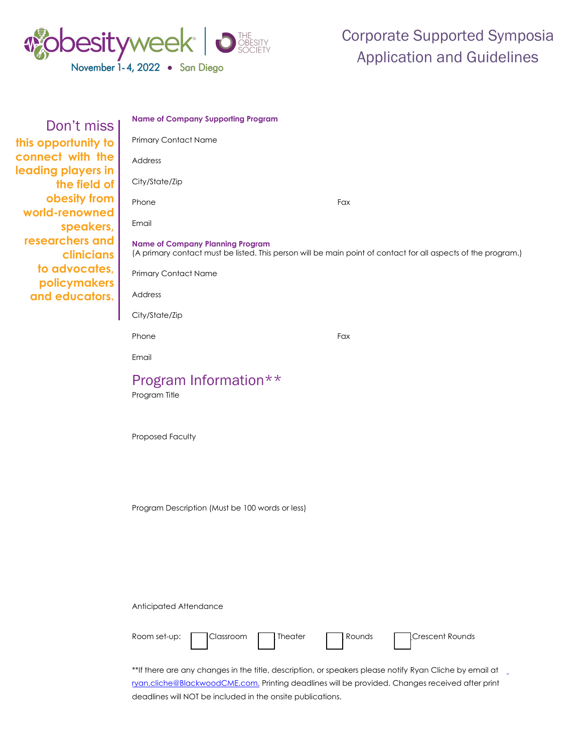obesityweek | THE OBESITY SOCIETY

November 1-4, 2022 • San Diego

# Corporate Supported Symposia Application and Guidelines

Don't miss **this opportunity to connect with the leading players in the field of obesity from world-renowned speakers, researchers and clinicians to advocates, policymakers and educators.**

**Name of Company Supporting Program**

Primary Contact Name

Address

City/State/Zip

Phone Fax

Email

**Name of Company Planning Program**
(A primary contact must be listed. This person will be main point of contact for all aspects of the program.)

Primary Contact Name

Address

City/State/Zip

Phone Fax

Email

## Program Information**

Program Title

Proposed Faculty

Program Description (Must be 100 words or less)

Anticipated Attendance

Room set-up: ☐ Classroom ☐ Theater ☐ Rounds ☐ Crescent Rounds

**If there are any changes in the title, description, or speakers please notify Ryan Cliche by email at ryan.cliche@BlackwoodCME.com. Printing deadlines will be provided. Changes received after print deadlines will NOT be included in the onsite publications.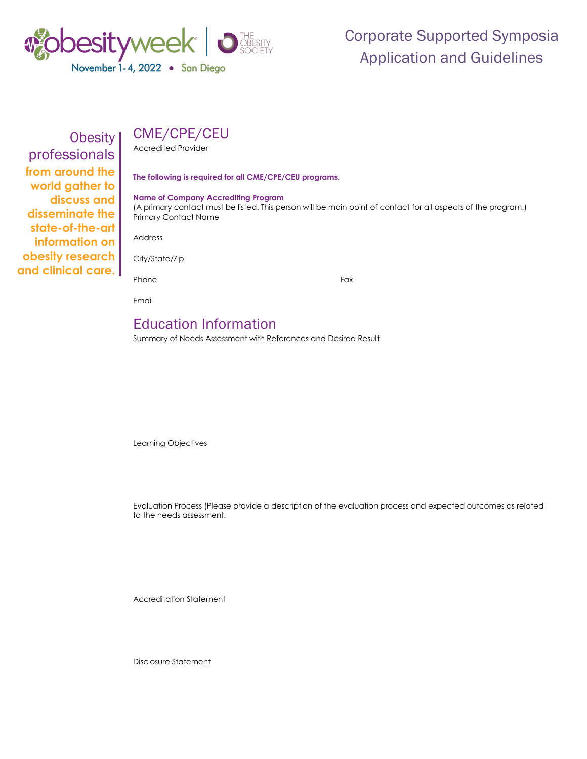Corporate Supported Symposia Application and Guidelines

obesityweek | THE OBESITY SOCIETY
November 1-4, 2022 • San Diego

Obesity professionals **from around the world gather to discuss and disseminate the state-of-the-art information on obesity research and clinical care.**

## CME/CPE/CEU

Accredited Provider

**The following is required for all CME/CPE/CEU programs.**

**Name of Company Accrediting Program**
(A primary contact must be listed. This person will be main point of contact for all aspects of the program.)
Primary Contact Name

Address

City/State/Zip

Phone

Fax

Email

## Education Information

Summary of Needs Assessment with References and Desired Result

Learning Objectives

Evaluation Process (Please provide a description of the evaluation process and expected outcomes as related to the needs assessment.

Accreditation Statement

Disclosure Statement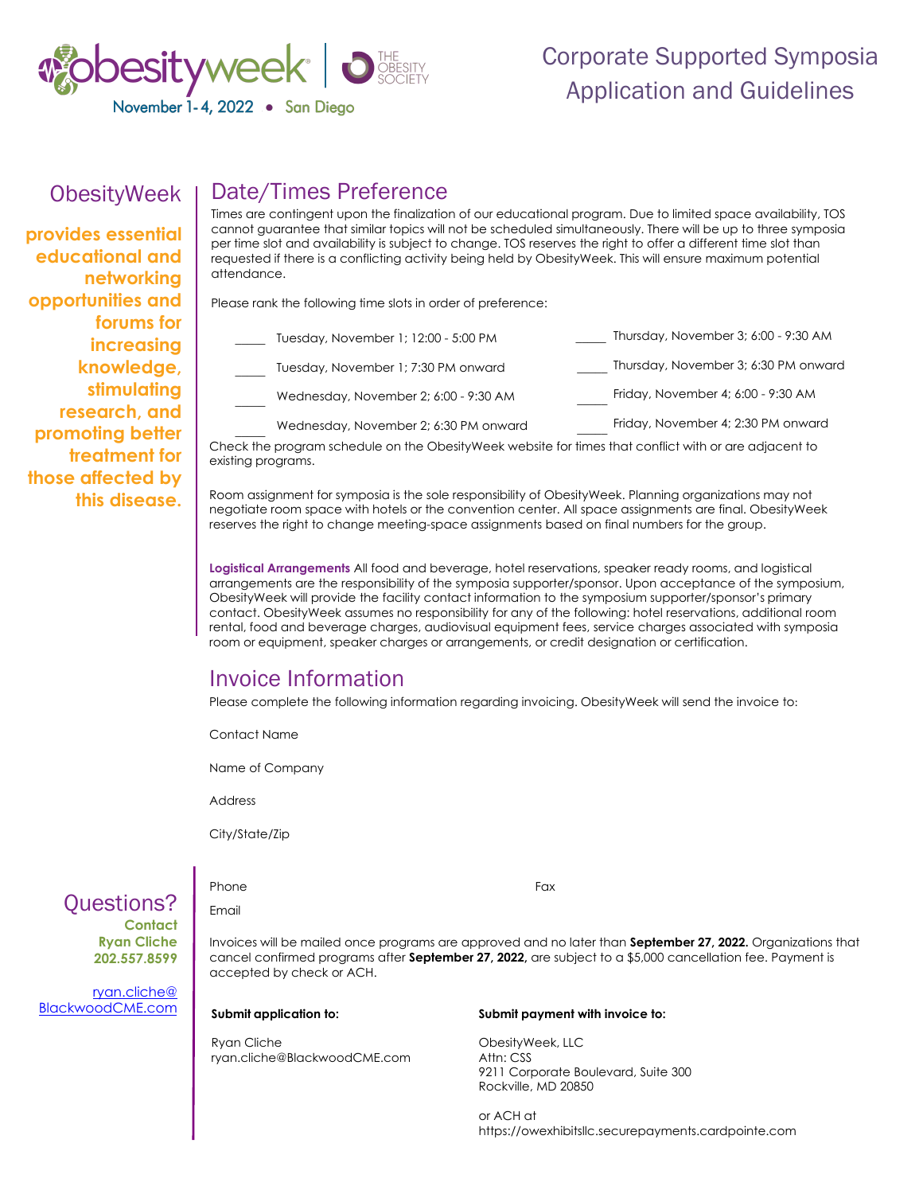obesityweek | THE OBESITY SOCIETY

November 1-4, 2022 • San Diego

# Corporate Supported Symposia Application and Guidelines

## ObesityWeek

**provides essential educational and networking opportunities and forums for increasing knowledge, stimulating research, and promoting better treatment for those affected by this disease.**

## Date/Times Preference

Times are contingent upon the finalization of our educational program. Due to limited space availability, TOS cannot guarantee that similar topics will not be scheduled simultaneously. There will be up to three symposia per time slot and availability is subject to change. TOS reserves the right to offer a different time slot than requested if there is a conflicting activity being held by ObesityWeek. This will ensure maximum potential attendance.

Please rank the following time slots in order of preference:

_____ Tuesday, November 1; 12:00 - 5:00 PM

_____ Tuesday, November 1; 7:30 PM onward

_____ Wednesday, November 2; 6:00 - 9:30 AM

_____ Wednesday, November 2; 6:30 PM onward

_____ Thursday, November 3; 6:00 - 9:30 AM

_____ Thursday, November 3; 6:30 PM onward

_____ Friday, November 4; 6:00 - 9:30 AM

_____ Friday, November 4; 2:30 PM onward

Check the program schedule on the ObesityWeek website for times that conflict with or are adjacent to existing programs.

Room assignment for symposia is the sole responsibility of ObesityWeek. Planning organizations may not negotiate room space with hotels or the convention center. All space assignments are final. ObesityWeek reserves the right to change meeting-space assignments based on final numbers for the group.

**Logistical Arrangements** All food and beverage, hotel reservations, speaker ready rooms, and logistical arrangements are the responsibility of the symposia supporter/sponsor. Upon acceptance of the symposium, ObesityWeek will provide the facility contact information to the symposium supporter/sponsor's primary contact. ObesityWeek assumes no responsibility for any of the following: hotel reservations, additional room rental, food and beverage charges, audiovisual equipment fees, service charges associated with symposia room or equipment, speaker charges or arrangements, or credit designation or certification.

## Invoice Information

Please complete the following information regarding invoicing. ObesityWeek will send the invoice to:

Contact Name

Name of Company

Address

City/State/Zip

Phone

Fax

Email

Invoices will be mailed once programs are approved and no later than **September 27, 2022.** Organizations that cancel confirmed programs after **September 27, 2022,** are subject to a $5,000 cancellation fee. Payment is accepted by check or ACH.

**Submit application to:**

Ryan Cliche
ryan.cliche@BlackwoodCME.com

**Submit payment with invoice to:**

ObesityWeek, LLC
Attn: CSS
9211 Corporate Boulevard, Suite 300
Rockville, MD 20850

or ACH at
https://owexhibitsllc.securepayments.cardpointe.com

## Questions?

**Contact**
**Ryan Cliche**
**202.557.8599**

ryan.cliche@BlackwoodCME.com